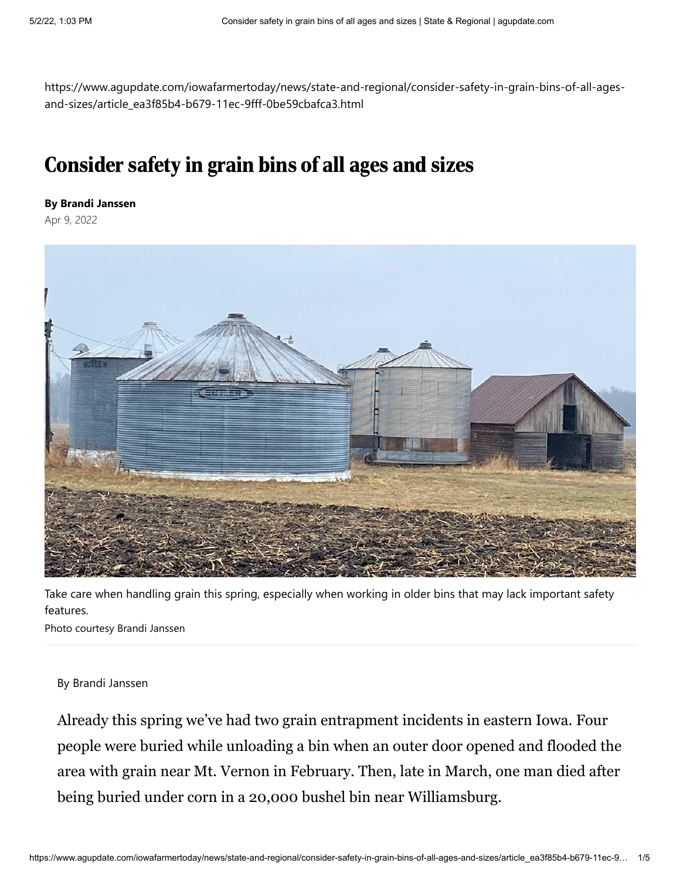https://www.agupdate.com/iowafarmertoday/news/state-and-regional/consider-safety-in-grain-bins-of-all-ages-and-sizes/article_ea3f85b4-b679-11ec-9fff-0be59cbafca3.html

# Consider safety in grain bins of all ages and sizes

**By Brandi Janssen**

Apr 9, 2022

Take care when handling grain this spring, especially when working in older bins that may lack important safety features.

Photo courtesy Brandi Janssen

By Brandi Janssen

Already this spring we've had two grain entrapment incidents in eastern Iowa. Four people were buried while unloading a bin when an outer door opened and flooded the area with grain near Mt. Vernon in February. Then, late in March, one man died after being buried under corn in a 20,000 bushel bin near Williamsburg.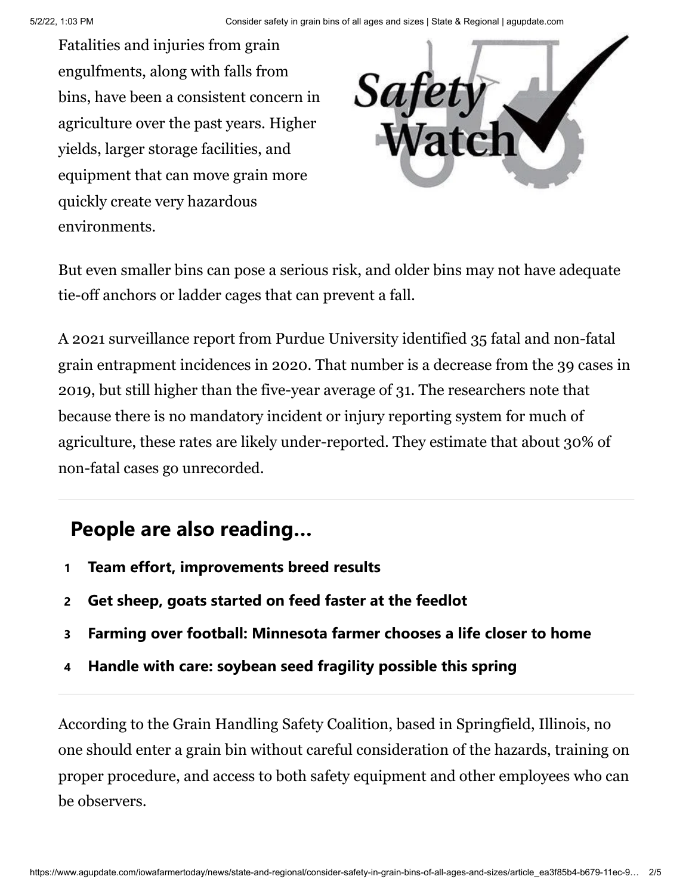Fatalities and injuries from grain engulfments, along with falls from bins, have been a consistent concern in agriculture over the past years. Higher yields, larger storage facilities, and equipment that can move grain more quickly create very hazardous environments.

But even smaller bins can pose a serious risk, and older bins may not have adequate tie-off anchors or ladder cages that can prevent a fall.

A 2021 surveillance report from Purdue University identified 35 fatal and non-fatal grain entrapment incidences in 2020. That number is a decrease from the 39 cases in 2019, but still higher than the five-year average of 31. The researchers note that because there is no mandatory incident or injury reporting system for much of agriculture, these rates are likely under-reported. They estimate that about 30% of non-fatal cases go unrecorded.

## People are also reading…

1. **Team effort, improvements breed results**
2. **Get sheep, goats started on feed faster at the feedlot**
3. **Farming over football: Minnesota farmer chooses a life closer to home**
4. **Handle with care: soybean seed fragility possible this spring**

According to the Grain Handling Safety Coalition, based in Springfield, Illinois, no one should enter a grain bin without careful consideration of the hazards, training on proper procedure, and access to both safety equipment and other employees who can be observers.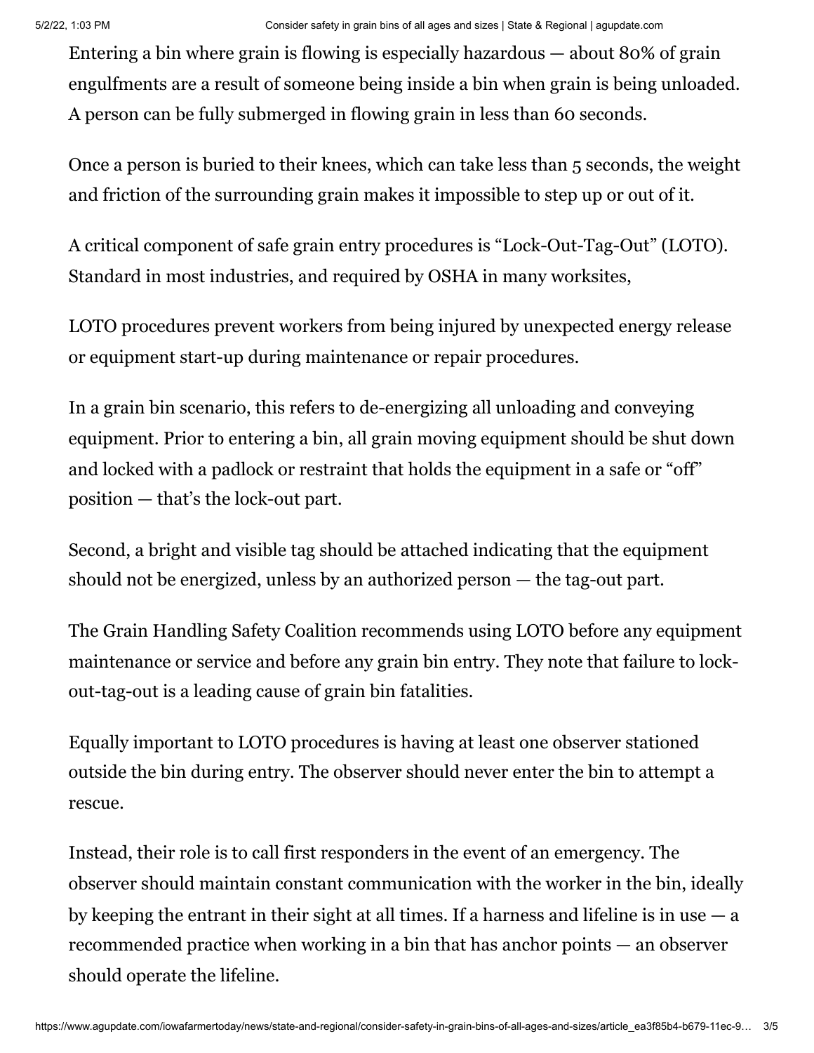Entering a bin where grain is flowing is especially hazardous — about 80% of grain engulfments are a result of someone being inside a bin when grain is being unloaded. A person can be fully submerged in flowing grain in less than 60 seconds.

Once a person is buried to their knees, which can take less than 5 seconds, the weight and friction of the surrounding grain makes it impossible to step up or out of it.

A critical component of safe grain entry procedures is "Lock-Out-Tag-Out" (LOTO). Standard in most industries, and required by OSHA in many worksites,

LOTO procedures prevent workers from being injured by unexpected energy release or equipment start-up during maintenance or repair procedures.

In a grain bin scenario, this refers to de-energizing all unloading and conveying equipment. Prior to entering a bin, all grain moving equipment should be shut down and locked with a padlock or restraint that holds the equipment in a safe or "off" position — that's the lock-out part.

Second, a bright and visible tag should be attached indicating that the equipment should not be energized, unless by an authorized person — the tag-out part.

The Grain Handling Safety Coalition recommends using LOTO before any equipment maintenance or service and before any grain bin entry. They note that failure to lock-out-tag-out is a leading cause of grain bin fatalities.

Equally important to LOTO procedures is having at least one observer stationed outside the bin during entry. The observer should never enter the bin to attempt a rescue.

Instead, their role is to call first responders in the event of an emergency. The observer should maintain constant communication with the worker in the bin, ideally by keeping the entrant in their sight at all times. If a harness and lifeline is in use — a recommended practice when working in a bin that has anchor points — an observer should operate the lifeline.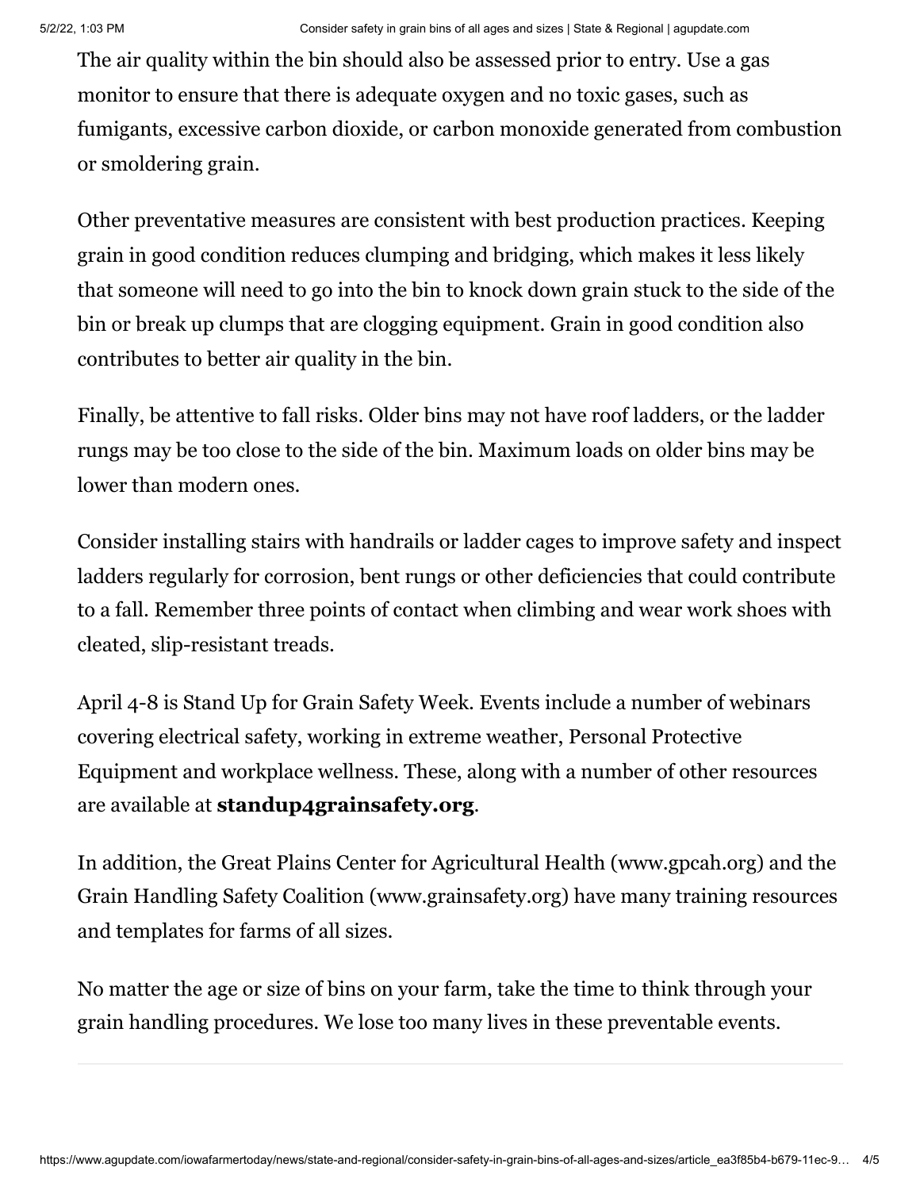The air quality within the bin should also be assessed prior to entry. Use a gas monitor to ensure that there is adequate oxygen and no toxic gases, such as fumigants, excessive carbon dioxide, or carbon monoxide generated from combustion or smoldering grain.

Other preventative measures are consistent with best production practices. Keeping grain in good condition reduces clumping and bridging, which makes it less likely that someone will need to go into the bin to knock down grain stuck to the side of the bin or break up clumps that are clogging equipment. Grain in good condition also contributes to better air quality in the bin.

Finally, be attentive to fall risks. Older bins may not have roof ladders, or the ladder rungs may be too close to the side of the bin. Maximum loads on older bins may be lower than modern ones.

Consider installing stairs with handrails or ladder cages to improve safety and inspect ladders regularly for corrosion, bent rungs or other deficiencies that could contribute to a fall. Remember three points of contact when climbing and wear work shoes with cleated, slip-resistant treads.

April 4-8 is Stand Up for Grain Safety Week. Events include a number of webinars covering electrical safety, working in extreme weather, Personal Protective Equipment and workplace wellness. These, along with a number of other resources are available at **standup4grainsafety.org**.

In addition, the Great Plains Center for Agricultural Health (www.gpcah.org) and the Grain Handling Safety Coalition (www.grainsafety.org) have many training resources and templates for farms of all sizes.

No matter the age or size of bins on your farm, take the time to think through your grain handling procedures. We lose too many lives in these preventable events.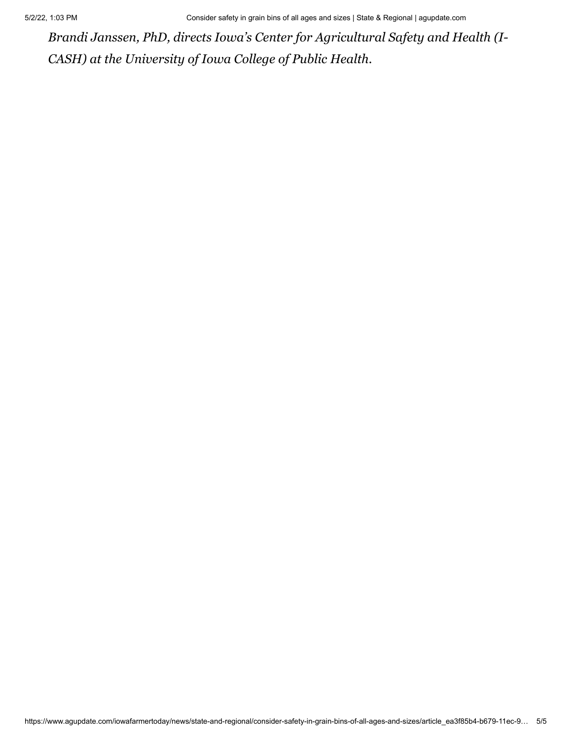*Brandi Janssen, PhD, directs Iowa's Center for Agricultural Safety and Health (I-CASH) at the University of Iowa College of Public Health.*